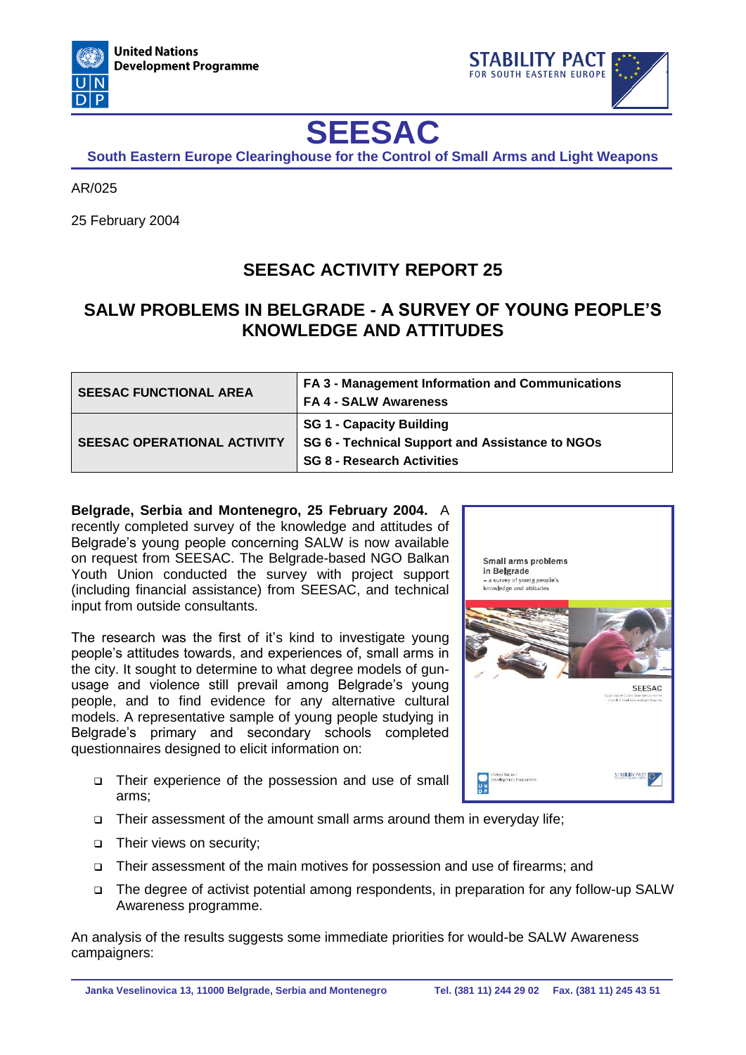United Nations Development Programme

STABILITY PACT FOR SOUTH EASTERN EUROPE

# SEESAC

**South Eastern Europe Clearinghouse for the Control of Small Arms and Light Weapons**

AR/025

25 February 2004

## SEESAC ACTIVITY REPORT 25

## SALW PROBLEMS IN BELGRADE - A SURVEY OF YOUNG PEOPLE'S KNOWLEDGE AND ATTITUDES

| | |
|---|---|
| **SEESAC FUNCTIONAL AREA** | **FA 3 - Management Information and Communications**<br>**FA 4 - SALW Awareness** |
| **SEESAC OPERATIONAL ACTIVITY** | **SG 1 - Capacity Building**<br>**SG 6 - Technical Support and Assistance to NGOs**<br>**SG 8 - Research Activities** |

**Belgrade, Serbia and Montenegro, 25 February 2004.** A recently completed survey of the knowledge and attitudes of Belgrade's young people concerning SALW is now available on request from SEESAC. The Belgrade-based NGO Balkan Youth Union conducted the survey with project support (including financial assistance) from SEESAC, and technical input from outside consultants.

The research was the first of it's kind to investigate young people's attitudes towards, and experiences of, small arms in the city. It sought to determine to what degree models of gun-usage and violence still prevail among Belgrade's young people, and to find evidence for any alternative cultural models. A representative sample of young people studying in Belgrade's primary and secondary schools completed questionnaires designed to elicit information on:

- Their experience of the possession and use of small arms;
- Their assessment of the amount small arms around them in everyday life;
- Their views on security;
- Their assessment of the main motives for possession and use of firearms; and
- The degree of activist potential among respondents, in preparation for any follow-up SALW Awareness programme.

An analysis of the results suggests some immediate priorities for would-be SALW Awareness campaigners: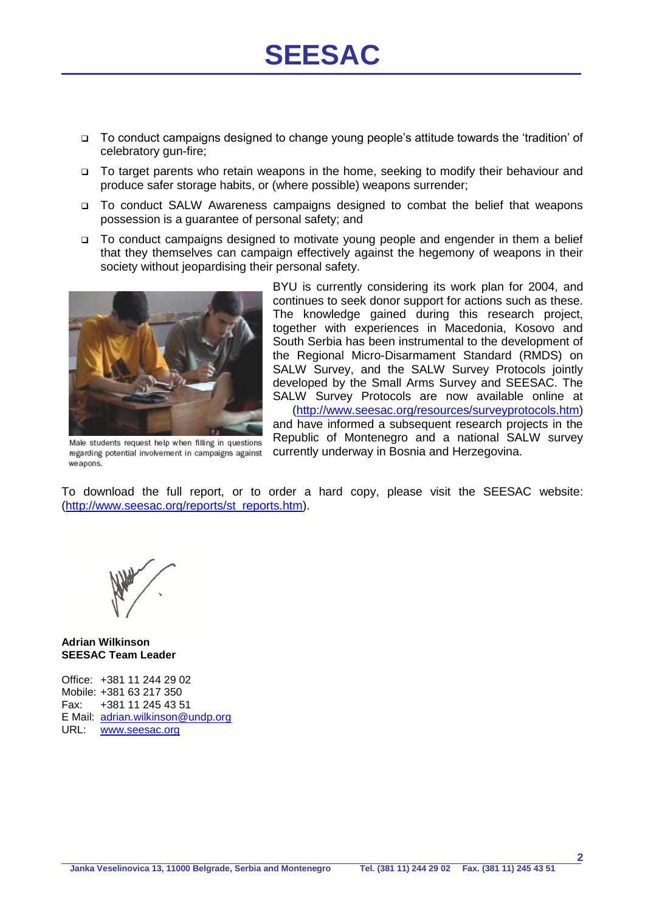- To conduct campaigns designed to change young people's attitude towards the 'tradition' of celebratory gun-fire;
- To target parents who retain weapons in the home, seeking to modify their behaviour and produce safer storage habits, or (where possible) weapons surrender;
- To conduct SALW Awareness campaigns designed to combat the belief that weapons possession is a guarantee of personal safety; and
- To conduct campaigns designed to motivate young people and engender in them a belief that they themselves can campaign effectively against the hegemony of weapons in their society without jeopardising their personal safety.

Male students request help when filling in questions regarding potential involvement in campaigns against weapons.

BYU is currently considering its work plan for 2004, and continues to seek donor support for actions such as these. The knowledge gained during this research project, together with experiences in Macedonia, Kosovo and South Serbia has been instrumental to the development of the Regional Micro-Disarmament Standard (RMDS) on SALW Survey, and the SALW Survey Protocols jointly developed by the Small Arms Survey and SEESAC. The SALW Survey Protocols are now available online at (http://www.seesac.org/resources/surveyprotocols.htm) and have informed a subsequent research projects in the Republic of Montenegro and a national SALW survey currently underway in Bosnia and Herzegovina.

To download the full report, or to order a hard copy, please visit the SEESAC website: (http://www.seesac.org/reports/st_reports.htm).

**Adrian Wilkinson**
**SEESAC Team Leader**

Office: +381 11 244 29 02
Mobile: +381 63 217 350
Fax: +381 11 245 43 51
E Mail: adrian.wilkinson@undp.org
URL: www.seesac.org